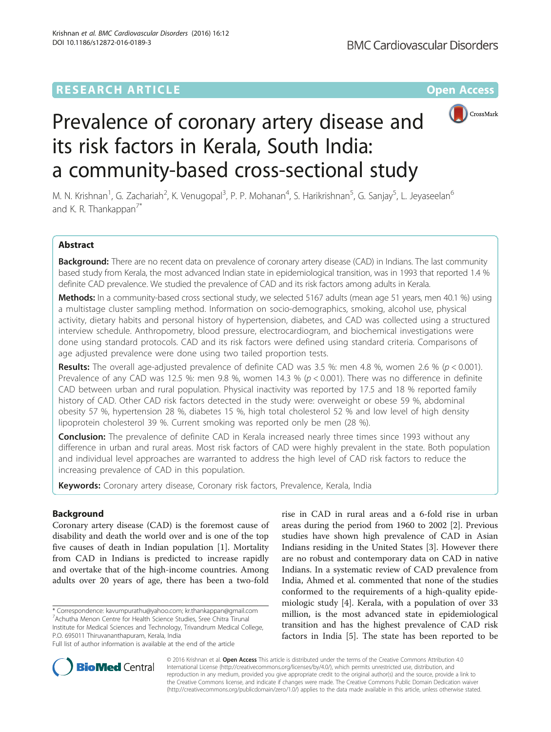RESEARCH ARTICLE

Open Access

# Prevalence of coronary artery disease and its risk factors in Kerala, South India: a community-based cross-sectional study

M. N. Krishnan[1], G. Zachariah[2], K. Venugopal[3], P. P. Mohanan[4], S. Harikrishnan[5], G. Sanjay[5], L. Jeyaseelan[6] and K. R. Thankappan[7*]

## Abstract

**Background:** There are no recent data on prevalence of coronary artery disease (CAD) in Indians. The last community based study from Kerala, the most advanced Indian state in epidemiological transition, was in 1993 that reported 1.4 % definite CAD prevalence. We studied the prevalence of CAD and its risk factors among adults in Kerala.

**Methods:** In a community-based cross sectional study, we selected 5167 adults (mean age 51 years, men 40.1 %) using a multistage cluster sampling method. Information on socio-demographics, smoking, alcohol use, physical activity, dietary habits and personal history of hypertension, diabetes, and CAD was collected using a structured interview schedule. Anthropometry, blood pressure, electrocardiogram, and biochemical investigations were done using standard protocols. CAD and its risk factors were defined using standard criteria. Comparisons of age adjusted prevalence were done using two tailed proportion tests.

**Results:** The overall age-adjusted prevalence of definite CAD was 3.5 %: men 4.8 %, women 2.6 % ($p < 0.001$). Prevalence of any CAD was 12.5 %: men 9.8 %, women 14.3 % ($p < 0.001$). There was no difference in definite CAD between urban and rural population. Physical inactivity was reported by 17.5 and 18 % reported family history of CAD. Other CAD risk factors detected in the study were: overweight or obese 59 %, abdominal obesity 57 %, hypertension 28 %, diabetes 15 %, high total cholesterol 52 % and low level of high density lipoprotein cholesterol 39 %. Current smoking was reported only be men (28 %).

**Conclusion:** The prevalence of definite CAD in Kerala increased nearly three times since 1993 without any difference in urban and rural areas. Most risk factors of CAD were highly prevalent in the state. Both population and individual level approaches are warranted to address the high level of CAD risk factors to reduce the increasing prevalence of CAD in this population.

**Keywords:** Coronary artery disease, Coronary risk factors, Prevalence, Kerala, India

## Background

Coronary artery disease (CAD) is the foremost cause of disability and death the world over and is one of the top five causes of death in Indian population [1]. Mortality from CAD in Indians is predicted to increase rapidly and overtake that of the high-income countries. Among adults over 20 years of age, there has been a two-fold rise in CAD in rural areas and a 6-fold rise in urban areas during the period from 1960 to 2002 [2]. Previous studies have shown high prevalence of CAD in Asian Indians residing in the United States [3]. However there are no robust and contemporary data on CAD in native Indians. In a systematic review of CAD prevalence from India, Ahmed et al. commented that none of the studies conformed to the requirements of a high-quality epidemiologic study [4]. Kerala, with a population of over 33 million, is the most advanced state in epidemiological transition and has the highest prevalence of CAD risk factors in India [5]. The state has been reported to be

\* Correspondence: kavumpurathu@yahoo.com; kr.thankappan@gmail.com
[7]Achutha Menon Centre for Health Science Studies, Sree Chitra Tirunal Institute for Medical Sciences and Technology, Trivandrum Medical College, P.O. 695011 Thiruvananthapuram, Kerala, India
Full list of author information is available at the end of the article

© 2016 Krishnan et al. **Open Access** This article is distributed under the terms of the Creative Commons Attribution 4.0 International License (http://creativecommons.org/licenses/by/4.0/), which permits unrestricted use, distribution, and reproduction in any medium, provided you give appropriate credit to the original author(s) and the source, provide a link to the Creative Commons license, and indicate if changes were made. The Creative Commons Public Domain Dedication waiver (http://creativecommons.org/publicdomain/zero/1.0/) applies to the data made available in this article, unless otherwise stated.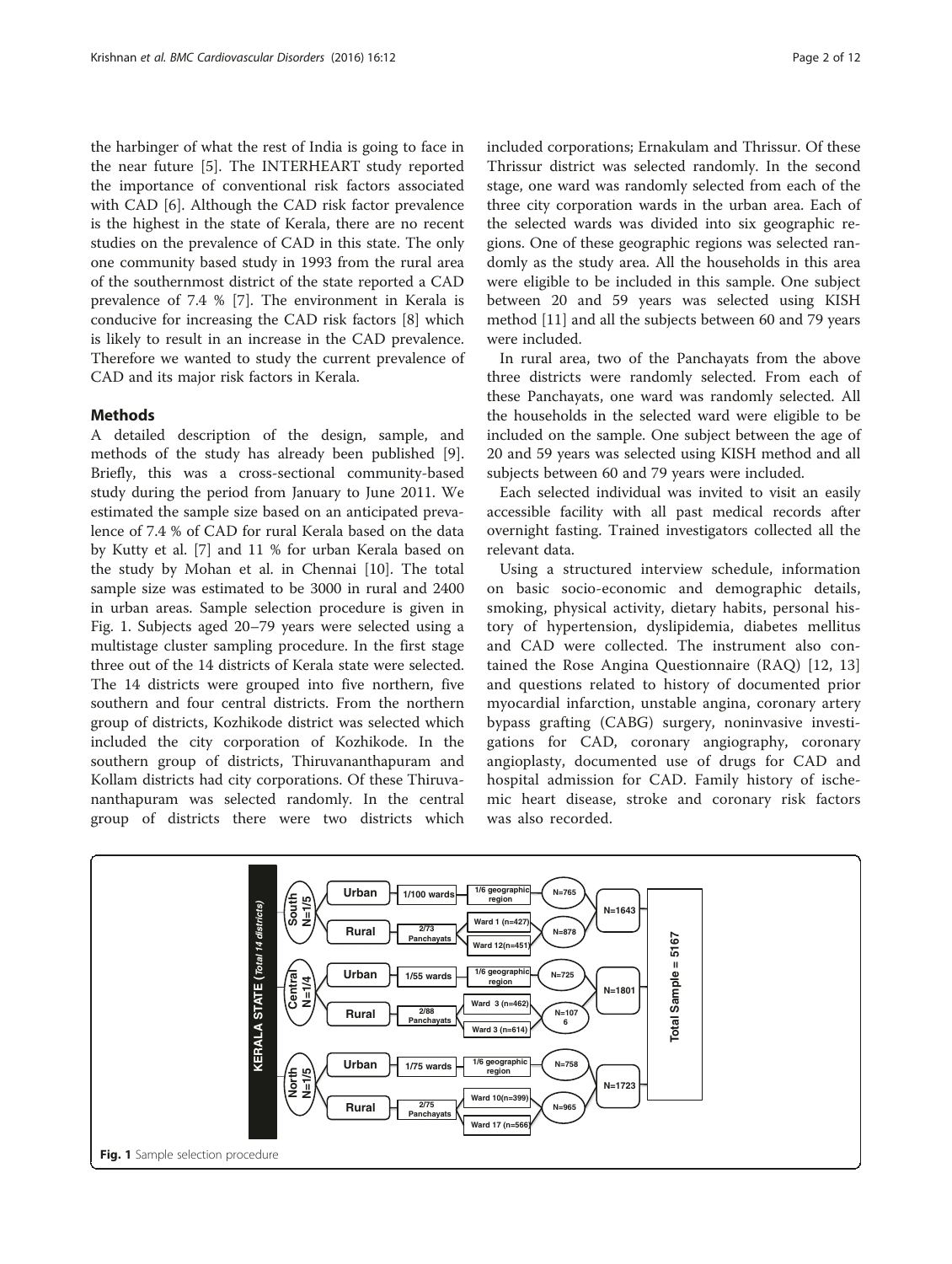the harbinger of what the rest of India is going to face in the near future [5]. The INTERHEART study reported the importance of conventional risk factors associated with CAD [6]. Although the CAD risk factor prevalence is the highest in the state of Kerala, there are no recent studies on the prevalence of CAD in this state. The only one community based study in 1993 from the rural area of the southernmost district of the state reported a CAD prevalence of 7.4 % [7]. The environment in Kerala is conducive for increasing the CAD risk factors [8] which is likely to result in an increase in the CAD prevalence. Therefore we wanted to study the current prevalence of CAD and its major risk factors in Kerala.

## Methods

A detailed description of the design, sample, and methods of the study has already been published [9]. Briefly, this was a cross-sectional community-based study during the period from January to June 2011. We estimated the sample size based on an anticipated prevalence of 7.4 % of CAD for rural Kerala based on the data by Kutty et al. [7] and 11 % for urban Kerala based on the study by Mohan et al. in Chennai [10]. The total sample size was estimated to be 3000 in rural and 2400 in urban areas. Sample selection procedure is given in Fig. 1. Subjects aged 20–79 years were selected using a multistage cluster sampling procedure. In the first stage three out of the 14 districts of Kerala state were selected. The 14 districts were grouped into five northern, five southern and four central districts. From the northern group of districts, Kozhikode district was selected which included the city corporation of Kozhikode. In the southern group of districts, Thiruvananthapuram and Kollam districts had city corporations. Of these Thiruvananthapuram was selected randomly. In the central group of districts there were two districts which included corporations; Ernakulam and Thrissur. Of these Thrissur district was selected randomly. In the second stage, one ward was randomly selected from each of the three city corporation wards in the urban area. Each of the selected wards was divided into six geographic regions. One of these geographic regions was selected randomly as the study area. All the households in this area were eligible to be included in this sample. One subject between 20 and 59 years was selected using KISH method [11] and all the subjects between 60 and 79 years were included.

In rural area, two of the Panchayats from the above three districts were randomly selected. From each of these Panchayats, one ward was randomly selected. All the households in the selected ward were eligible to be included on the sample. One subject between the age of 20 and 59 years was selected using KISH method and all subjects between 60 and 79 years were included.

Each selected individual was invited to visit an easily accessible facility with all past medical records after overnight fasting. Trained investigators collected all the relevant data.

Using a structured interview schedule, information on basic socio-economic and demographic details, smoking, physical activity, dietary habits, personal history of hypertension, dyslipidemia, diabetes mellitus and CAD were collected. The instrument also contained the Rose Angina Questionnaire (RAQ) [12, 13] and questions related to history of documented prior myocardial infarction, unstable angina, coronary artery bypass grafting (CABG) surgery, noninvasive investigations for CAD, coronary angiography, coronary angioplasty, documented use of drugs for CAD and hospital admission for CAD. Family history of ischemic heart disease, stroke and coronary risk factors was also recorded.

KERALA STATE (Total 14 districts)

South N=1/5: Urban — 1/100 wards — 1/6 geographic region — N=765; Rural — 2/73 Panchayats — Ward 1 (n=427), Ward 12 (n=451) — N=878; N=1643

Central N=1/4: Urban — 1/55 wards — 1/6 geographic region — N=725; Rural — 2/88 Panchayats — Ward 3 (n=462), Ward 3 (n=614) — N=1076; N=1801

North N=1/5: Urban — 1/75 wards — 1/6 geographic region — N=758; Rural — 2/75 Panchayats — Ward 10 (n=399), Ward 17 (n=566) — N=965; N=1723

Total Sample = 5167

**Fig. 1** Sample selection procedure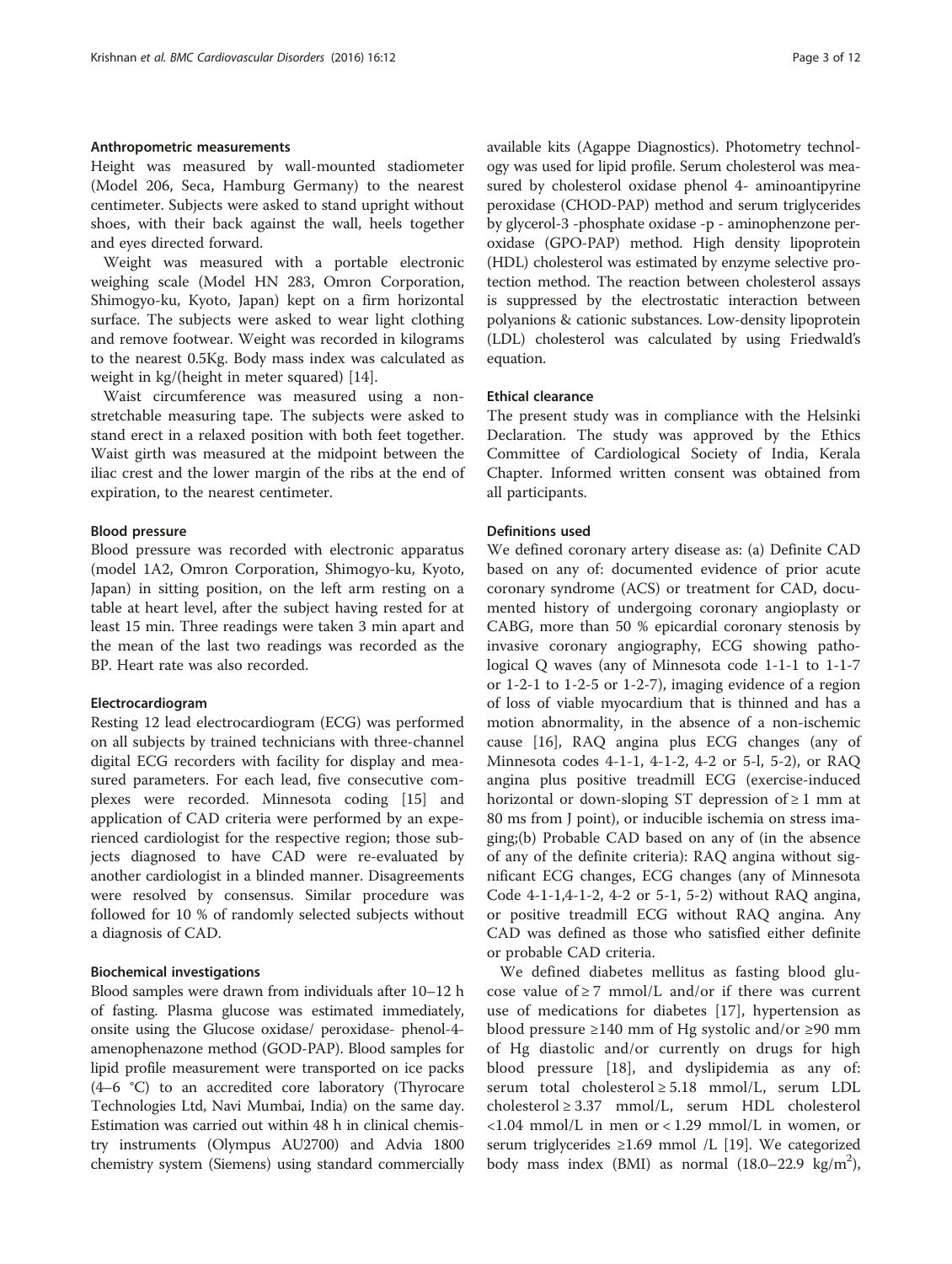### Anthropometric measurements

Height was measured by wall-mounted stadiometer (Model 206, Seca, Hamburg Germany) to the nearest centimeter. Subjects were asked to stand upright without shoes, with their back against the wall, heels together and eyes directed forward.

Weight was measured with a portable electronic weighing scale (Model HN 283, Omron Corporation, Shimogyo-ku, Kyoto, Japan) kept on a firm horizontal surface. The subjects were asked to wear light clothing and remove footwear. Weight was recorded in kilograms to the nearest 0.5Kg. Body mass index was calculated as weight in kg/(height in meter squared) [14].

Waist circumference was measured using a non-stretchable measuring tape. The subjects were asked to stand erect in a relaxed position with both feet together. Waist girth was measured at the midpoint between the iliac crest and the lower margin of the ribs at the end of expiration, to the nearest centimeter.

### Blood pressure

Blood pressure was recorded with electronic apparatus (model 1A2, Omron Corporation, Shimogyo-ku, Kyoto, Japan) in sitting position, on the left arm resting on a table at heart level, after the subject having rested for at least 15 min. Three readings were taken 3 min apart and the mean of the last two readings was recorded as the BP. Heart rate was also recorded.

### Electrocardiogram

Resting 12 lead electrocardiogram (ECG) was performed on all subjects by trained technicians with three-channel digital ECG recorders with facility for display and measured parameters. For each lead, five consecutive complexes were recorded. Minnesota coding [15] and application of CAD criteria were performed by an experienced cardiologist for the respective region; those subjects diagnosed to have CAD were re-evaluated by another cardiologist in a blinded manner. Disagreements were resolved by consensus. Similar procedure was followed for 10 % of randomly selected subjects without a diagnosis of CAD.

### Biochemical investigations

Blood samples were drawn from individuals after 10–12 h of fasting. Plasma glucose was estimated immediately, onsite using the Glucose oxidase/ peroxidase- phenol-4-amenophenazone method (GOD-PAP). Blood samples for lipid profile measurement were transported on ice packs (4–6 °C) to an accredited core laboratory (Thyrocare Technologies Ltd, Navi Mumbai, India) on the same day. Estimation was carried out within 48 h in clinical chemistry instruments (Olympus AU2700) and Advia 1800 chemistry system (Siemens) using standard commercially available kits (Agappe Diagnostics). Photometry technology was used for lipid profile. Serum cholesterol was measured by cholesterol oxidase phenol 4- aminoantipyrine peroxidase (CHOD-PAP) method and serum triglycerides by glycerol-3 -phosphate oxidase -p - aminophenzone peroxidase (GPO-PAP) method. High density lipoprotein (HDL) cholesterol was estimated by enzyme selective protection method. The reaction between cholesterol assays is suppressed by the electrostatic interaction between polyanions & cationic substances. Low-density lipoprotein (LDL) cholesterol was calculated by using Friedwald's equation.

### Ethical clearance

The present study was in compliance with the Helsinki Declaration. The study was approved by the Ethics Committee of Cardiological Society of India, Kerala Chapter. Informed written consent was obtained from all participants.

### Definitions used

We defined coronary artery disease as: (a) Definite CAD based on any of: documented evidence of prior acute coronary syndrome (ACS) or treatment for CAD, documented history of undergoing coronary angioplasty or CABG, more than 50 % epicardial coronary stenosis by invasive coronary angiography, ECG showing pathological Q waves (any of Minnesota code 1-1-1 to 1-1-7 or 1-2-1 to 1-2-5 or 1-2-7), imaging evidence of a region of loss of viable myocardium that is thinned and has a motion abnormality, in the absence of a non-ischemic cause [16], RAQ angina plus ECG changes (any of Minnesota codes 4-1-1, 4-1-2, 4-2 or 5-l, 5-2), or RAQ angina plus positive treadmill ECG (exercise-induced horizontal or down-sloping ST depression of ≥ 1 mm at 80 ms from J point), or inducible ischemia on stress imaging;(b) Probable CAD based on any of (in the absence of any of the definite criteria): RAQ angina without significant ECG changes, ECG changes (any of Minnesota Code 4-1-1,4-1-2, 4-2 or 5-1, 5-2) without RAQ angina, or positive treadmill ECG without RAQ angina. Any CAD was defined as those who satisfied either definite or probable CAD criteria.

We defined diabetes mellitus as fasting blood glucose value of ≥ 7 mmol/L and/or if there was current use of medications for diabetes [17], hypertension as blood pressure ≥140 mm of Hg systolic and/or ≥90 mm of Hg diastolic and/or currently on drugs for high blood pressure [18], and dyslipidemia as any of: serum total cholesterol ≥ 5.18 mmol/L, serum LDL cholesterol ≥ 3.37 mmol/L, serum HDL cholesterol <1.04 mmol/L in men or < 1.29 mmol/L in women, or serum triglycerides ≥1.69 mmol /L [19]. We categorized body mass index (BMI) as normal (18.0–22.9 kg/m$^2$),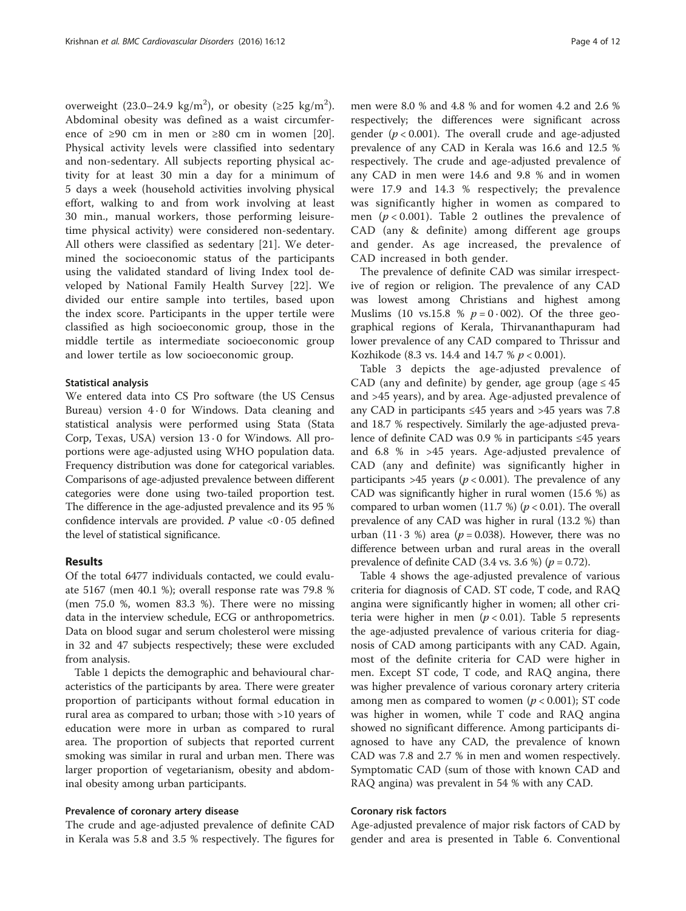overweight (23.0–24.9 $kg/m^2$), or obesity (≥25 $kg/m^2$). Abdominal obesity was defined as a waist circumference of ≥90 cm in men or ≥80 cm in women [20]. Physical activity levels were classified into sedentary and non-sedentary. All subjects reporting physical activity for at least 30 min a day for a minimum of 5 days a week (household activities involving physical effort, walking to and from work involving at least 30 min., manual workers, those performing leisure-time physical activity) were considered non-sedentary. All others were classified as sedentary [21]. We determined the socioeconomic status of the participants using the validated standard of living Index tool developed by National Family Health Survey [22]. We divided our entire sample into tertiles, based upon the index score. Participants in the upper tertile were classified as high socioeconomic group, those in the middle tertile as intermediate socioeconomic group and lower tertile as low socioeconomic group.

#### Statistical analysis

We entered data into CS Pro software (the US Census Bureau) version 4·0 for Windows. Data cleaning and statistical analysis were performed using Stata (Stata Corp, Texas, USA) version 13·0 for Windows. All proportions were age-adjusted using WHO population data. Frequency distribution was done for categorical variables. Comparisons of age-adjusted prevalence between different categories were done using two-tailed proportion test. The difference in the age-adjusted prevalence and its 95 % confidence intervals are provided. *P* value <0·05 defined the level of statistical significance.

## Results

Of the total 6477 individuals contacted, we could evaluate 5167 (men 40.1 %); overall response rate was 79.8 % (men 75.0 %, women 83.3 %). There were no missing data in the interview schedule, ECG or anthropometrics. Data on blood sugar and serum cholesterol were missing in 32 and 47 subjects respectively; these were excluded from analysis.

Table 1 depicts the demographic and behavioural characteristics of the participants by area. There were greater proportion of participants without formal education in rural area as compared to urban; those with >10 years of education were more in urban as compared to rural area. The proportion of subjects that reported current smoking was similar in rural and urban men. There was larger proportion of vegetarianism, obesity and abdominal obesity among urban participants.

#### Prevalence of coronary artery disease

The crude and age-adjusted prevalence of definite CAD in Kerala was 5.8 and 3.5 % respectively. The figures for men were 8.0 % and 4.8 % and for women 4.2 and 2.6 % respectively; the differences were significant across gender ($p < 0.001$). The overall crude and age-adjusted prevalence of any CAD in Kerala was 16.6 and 12.5 % respectively. The crude and age-adjusted prevalence of any CAD in men were 14.6 and 9.8 % and in women were 17.9 and 14.3 % respectively; the prevalence was significantly higher in women as compared to men ($p < 0.001$). Table 2 outlines the prevalence of CAD (any & definite) among different age groups and gender. As age increased, the prevalence of CAD increased in both gender.

The prevalence of definite CAD was similar irrespective of region or religion. The prevalence of any CAD was lowest among Christians and highest among Muslims (10 vs.15.8 % $p = 0·002$). Of the three geographical regions of Kerala, Thirvananthapuram had lower prevalence of any CAD compared to Thrissur and Kozhikode (8.3 vs. 14.4 and 14.7 % $p < 0.001$).

Table 3 depicts the age-adjusted prevalence of CAD (any and definite) by gender, age group (age ≤ 45 and >45 years), and by area. Age-adjusted prevalence of any CAD in participants ≤45 years and >45 years was 7.8 and 18.7 % respectively. Similarly the age-adjusted prevalence of definite CAD was 0.9 % in participants ≤45 years and 6.8 % in >45 years. Age-adjusted prevalence of CAD (any and definite) was significantly higher in participants >45 years ($p < 0.001$). The prevalence of any CAD was significantly higher in rural women (15.6 %) as compared to urban women (11.7 %) ($p < 0.01$). The overall prevalence of any CAD was higher in rural (13.2 %) than urban (11·3 %) area ($p = 0.038$). However, there was no difference between urban and rural areas in the overall prevalence of definite CAD (3.4 vs. 3.6 %) ($p = 0.72$).

Table 4 shows the age-adjusted prevalence of various criteria for diagnosis of CAD. ST code, T code, and RAQ angina were significantly higher in women; all other criteria were higher in men ($p < 0.01$). Table 5 represents the age-adjusted prevalence of various criteria for diagnosis of CAD among participants with any CAD. Again, most of the definite criteria for CAD were higher in men. Except ST code, T code, and RAQ angina, there was higher prevalence of various coronary artery criteria among men as compared to women ($p < 0.001$); ST code was higher in women, while T code and RAQ angina showed no significant difference. Among participants diagnosed to have any CAD, the prevalence of known CAD was 7.8 and 2.7 % in men and women respectively. Symptomatic CAD (sum of those with known CAD and RAQ angina) was prevalent in 54 % with any CAD.

#### Coronary risk factors

Age-adjusted prevalence of major risk factors of CAD by gender and area is presented in Table 6. Conventional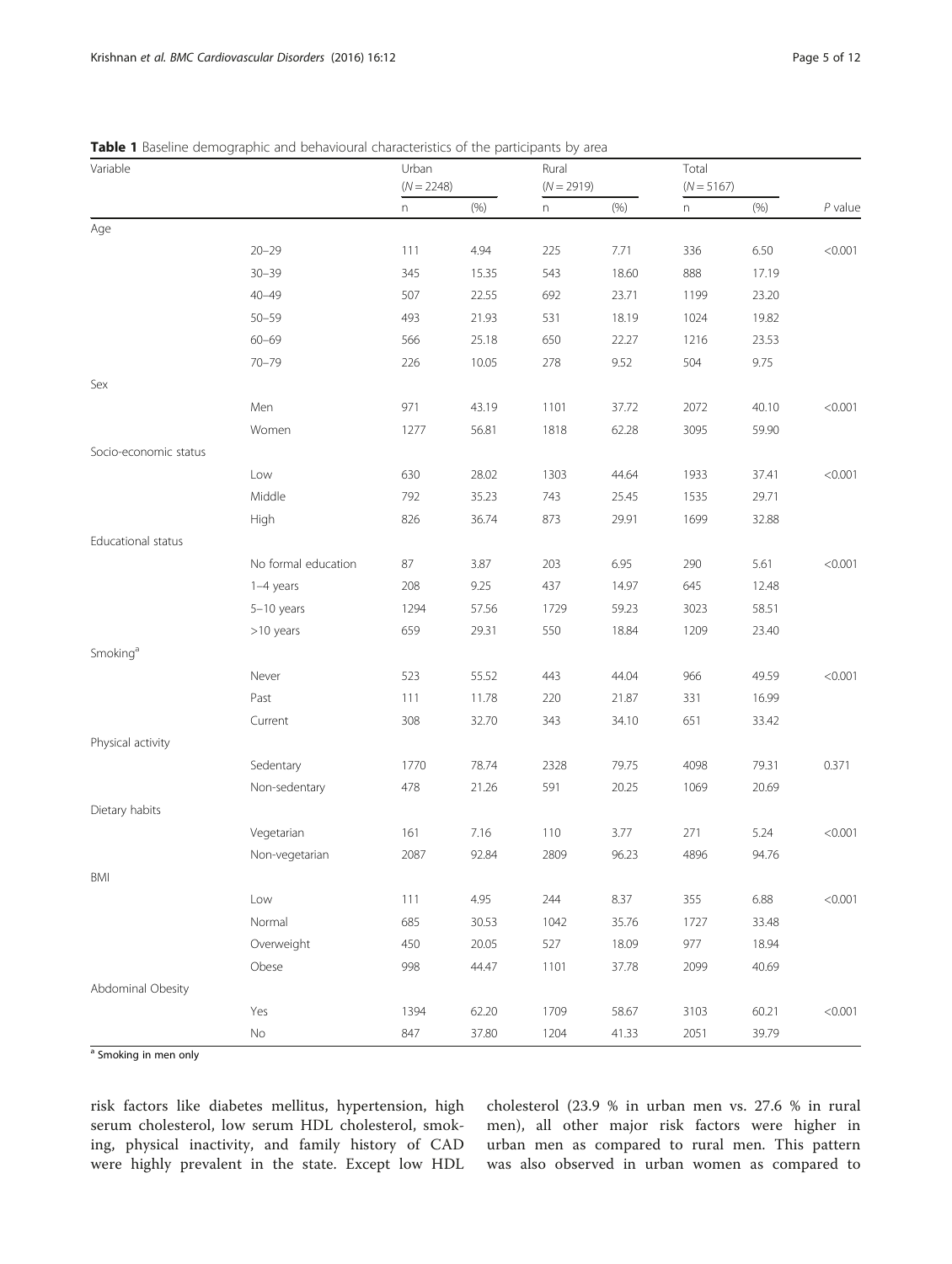**Table 1** Baseline demographic and behavioural characteristics of the participants by area

| Variable | | Urban ($N = 2248$) | | Rural ($N = 2919$) | | Total ($N = 5167$) | | |
|---|---|---|---|---|---|---|---|---|
| | | n | (%) | n | (%) | n | (%) | *P* value |
| Age | | | | | | | | |
| | 20–29 | 111 | 4.94 | 225 | 7.71 | 336 | 6.50 | <0.001 |
| | 30–39 | 345 | 15.35 | 543 | 18.60 | 888 | 17.19 | |
| | 40–49 | 507 | 22.55 | 692 | 23.71 | 1199 | 23.20 | |
| | 50–59 | 493 | 21.93 | 531 | 18.19 | 1024 | 19.82 | |
| | 60–69 | 566 | 25.18 | 650 | 22.27 | 1216 | 23.53 | |
| | 70–79 | 226 | 10.05 | 278 | 9.52 | 504 | 9.75 | |
| Sex | | | | | | | | |
| | Men | 971 | 43.19 | 1101 | 37.72 | 2072 | 40.10 | <0.001 |
| | Women | 1277 | 56.81 | 1818 | 62.28 | 3095 | 59.90 | |
| Socio-economic status | | | | | | | | |
| | Low | 630 | 28.02 | 1303 | 44.64 | 1933 | 37.41 | <0.001 |
| | Middle | 792 | 35.23 | 743 | 25.45 | 1535 | 29.71 | |
| | High | 826 | 36.74 | 873 | 29.91 | 1699 | 32.88 | |
| Educational status | | | | | | | | |
| | No formal education | 87 | 3.87 | 203 | 6.95 | 290 | 5.61 | <0.001 |
| | 1–4 years | 208 | 9.25 | 437 | 14.97 | 645 | 12.48 | |
| | 5–10 years | 1294 | 57.56 | 1729 | 59.23 | 3023 | 58.51 | |
| | >10 years | 659 | 29.31 | 550 | 18.84 | 1209 | 23.40 | |
| Smoking[a] | | | | | | | | |
| | Never | 523 | 55.52 | 443 | 44.04 | 966 | 49.59 | <0.001 |
| | Past | 111 | 11.78 | 220 | 21.87 | 331 | 16.99 | |
| | Current | 308 | 32.70 | 343 | 34.10 | 651 | 33.42 | |
| Physical activity | | | | | | | | |
| | Sedentary | 1770 | 78.74 | 2328 | 79.75 | 4098 | 79.31 | 0.371 |
| | Non-sedentary | 478 | 21.26 | 591 | 20.25 | 1069 | 20.69 | |
| Dietary habits | | | | | | | | |
| | Vegetarian | 161 | 7.16 | 110 | 3.77 | 271 | 5.24 | <0.001 |
| | Non-vegetarian | 2087 | 92.84 | 2809 | 96.23 | 4896 | 94.76 | |
| BMI | | | | | | | | |
| | Low | 111 | 4.95 | 244 | 8.37 | 355 | 6.88 | <0.001 |
| | Normal | 685 | 30.53 | 1042 | 35.76 | 1727 | 33.48 | |
| | Overweight | 450 | 20.05 | 527 | 18.09 | 977 | 18.94 | |
| | Obese | 998 | 44.47 | 1101 | 37.78 | 2099 | 40.69 | |
| Abdominal Obesity | | | | | | | | |
| | Yes | 1394 | 62.20 | 1709 | 58.67 | 3103 | 60.21 | <0.001 |
| | No | 847 | 37.80 | 1204 | 41.33 | 2051 | 39.79 | |

[a] Smoking in men only

risk factors like diabetes mellitus, hypertension, high serum cholesterol, low serum HDL cholesterol, smoking, physical inactivity, and family history of CAD were highly prevalent in the state. Except low HDL cholesterol (23.9 % in urban men vs. 27.6 % in rural men), all other major risk factors were higher in urban men as compared to rural men. This pattern was also observed in urban women as compared to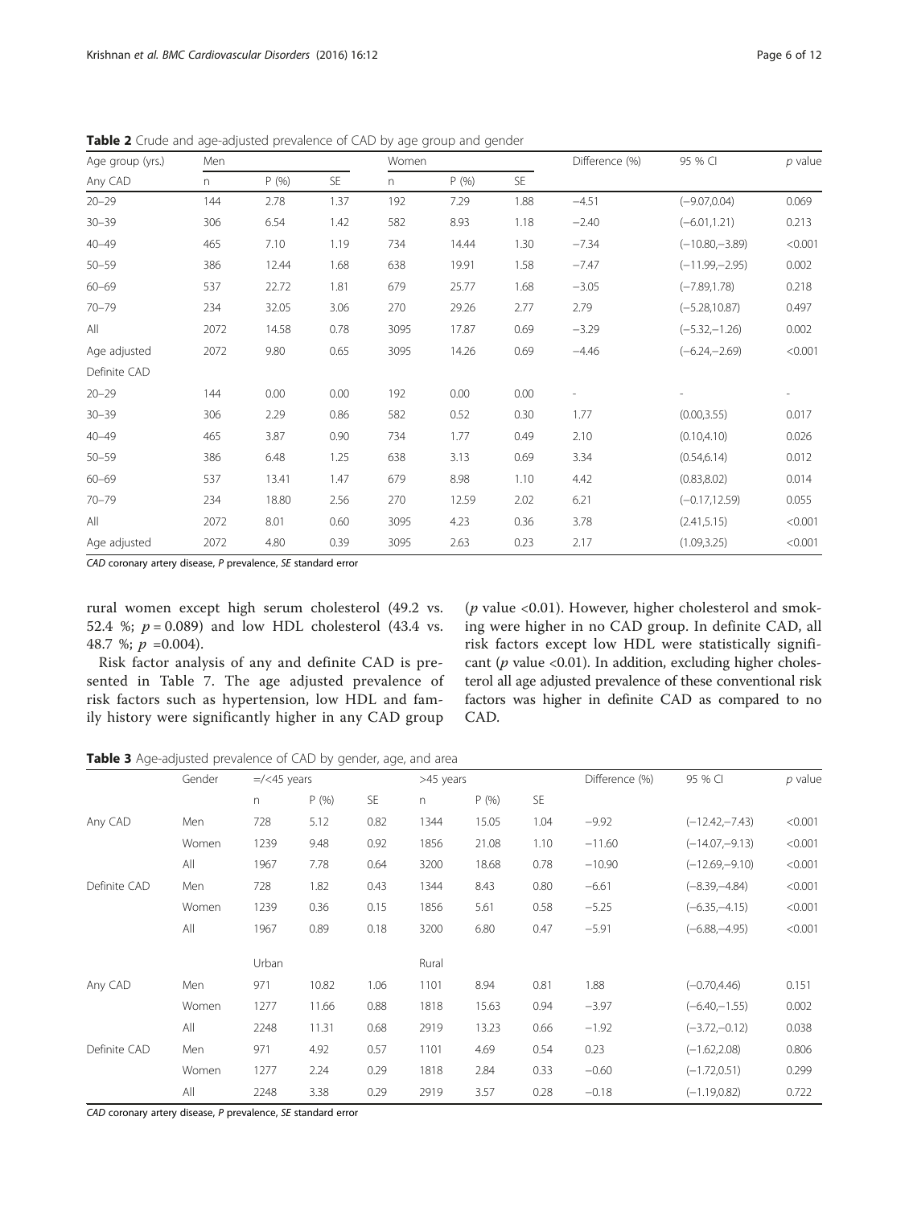**Table 2** Crude and age-adjusted prevalence of CAD by age group and gender

| Age group (yrs.) | Men | | | Women | | | Difference (%) | 95 % CI | *p* value |
|---|---|---|---|---|---|---|---|---|---|
| Any CAD | n | P (%) | SE | n | P (%) | SE | | | |
| 20–29 | 144 | 2.78 | 1.37 | 192 | 7.29 | 1.88 | −4.51 | (−9.07,0.04) | 0.069 |
| 30–39 | 306 | 6.54 | 1.42 | 582 | 8.93 | 1.18 | −2.40 | (−6.01,1.21) | 0.213 |
| 40–49 | 465 | 7.10 | 1.19 | 734 | 14.44 | 1.30 | −7.34 | (−10.80,−3.89) | <0.001 |
| 50–59 | 386 | 12.44 | 1.68 | 638 | 19.91 | 1.58 | −7.47 | (−11.99,−2.95) | 0.002 |
| 60–69 | 537 | 22.72 | 1.81 | 679 | 25.77 | 1.68 | −3.05 | (−7.89,1.78) | 0.218 |
| 70–79 | 234 | 32.05 | 3.06 | 270 | 29.26 | 2.77 | 2.79 | (−5.28,10.87) | 0.497 |
| All | 2072 | 14.58 | 0.78 | 3095 | 17.87 | 0.69 | −3.29 | (−5.32,−1.26) | 0.002 |
| Age adjusted | 2072 | 9.80 | 0.65 | 3095 | 14.26 | 0.69 | −4.46 | (−6.24,−2.69) | <0.001 |
| Definite CAD | | | | | | | | | |
| 20–29 | 144 | 0.00 | 0.00 | 192 | 0.00 | 0.00 | - | - | - |
| 30–39 | 306 | 2.29 | 0.86 | 582 | 0.52 | 0.30 | 1.77 | (0.00,3.55) | 0.017 |
| 40–49 | 465 | 3.87 | 0.90 | 734 | 1.77 | 0.49 | 2.10 | (0.10,4.10) | 0.026 |
| 50–59 | 386 | 6.48 | 1.25 | 638 | 3.13 | 0.69 | 3.34 | (0.54,6.14) | 0.012 |
| 60–69 | 537 | 13.41 | 1.47 | 679 | 8.98 | 1.10 | 4.42 | (0.83,8.02) | 0.014 |
| 70–79 | 234 | 18.80 | 2.56 | 270 | 12.59 | 2.02 | 6.21 | (−0.17,12.59) | 0.055 |
| All | 2072 | 8.01 | 0.60 | 3095 | 4.23 | 0.36 | 3.78 | (2.41,5.15) | <0.001 |
| Age adjusted | 2072 | 4.80 | 0.39 | 3095 | 2.63 | 0.23 | 2.17 | (1.09,3.25) | <0.001 |

*CAD* coronary artery disease, *P* prevalence, *SE* standard error

rural women except high serum cholesterol (49.2 vs. 52.4 %; $p = 0.089$) and low HDL cholesterol (43.4 vs. 48.7 %; $p = 0.004$).

Risk factor analysis of any and definite CAD is presented in Table 7. The age adjusted prevalence of risk factors such as hypertension, low HDL and family history were significantly higher in any CAD group ($p$ value <0.01). However, higher cholesterol and smoking were higher in no CAD group. In definite CAD, all risk factors except low HDL were statistically significant ($p$ value <0.01). In addition, excluding higher cholesterol all age adjusted prevalence of these conventional risk factors was higher in definite CAD as compared to no CAD.

**Table 3** Age-adjusted prevalence of CAD by gender, age, and area

| | Gender | =/<45 years | | | >45 years | | | Difference (%) | 95 % CI | *p* value |
|---|---|---|---|---|---|---|---|---|---|---|
| | | n | P (%) | SE | n | P (%) | SE | | | |
| Any CAD | Men | 728 | 5.12 | 0.82 | 1344 | 15.05 | 1.04 | −9.92 | (−12.42,−7.43) | <0.001 |
| | Women | 1239 | 9.48 | 0.92 | 1856 | 21.08 | 1.10 | −11.60 | (−14.07,−9.13) | <0.001 |
| | All | 1967 | 7.78 | 0.64 | 3200 | 18.68 | 0.78 | −10.90 | (−12.69,−9.10) | <0.001 |
| Definite CAD | Men | 728 | 1.82 | 0.43 | 1344 | 8.43 | 0.80 | −6.61 | (−8.39,−4.84) | <0.001 |
| | Women | 1239 | 0.36 | 0.15 | 1856 | 5.61 | 0.58 | −5.25 | (−6.35,−4.15) | <0.001 |
| | All | 1967 | 0.89 | 0.18 | 3200 | 6.80 | 0.47 | −5.91 | (−6.88,−4.95) | <0.001 |
| | | Urban | | | Rural | | | | | |
| Any CAD | Men | 971 | 10.82 | 1.06 | 1101 | 8.94 | 0.81 | 1.88 | (−0.70,4.46) | 0.151 |
| | Women | 1277 | 11.66 | 0.88 | 1818 | 15.63 | 0.94 | −3.97 | (−6.40,−1.55) | 0.002 |
| | All | 2248 | 11.31 | 0.68 | 2919 | 13.23 | 0.66 | −1.92 | (−3.72,−0.12) | 0.038 |
| Definite CAD | Men | 971 | 4.92 | 0.57 | 1101 | 4.69 | 0.54 | 0.23 | (−1.62,2.08) | 0.806 |
| | Women | 1277 | 2.24 | 0.29 | 1818 | 2.84 | 0.33 | −0.60 | (−1.72,0.51) | 0.299 |
| | All | 2248 | 3.38 | 0.29 | 2919 | 3.57 | 0.28 | −0.18 | (−1.19,0.82) | 0.722 |

*CAD* coronary artery disease, *P* prevalence, *SE* standard error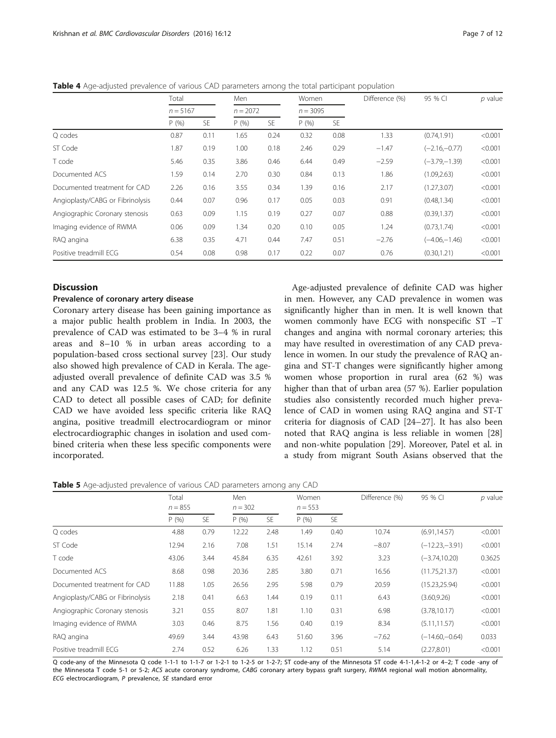**Table 4** Age-adjusted prevalence of various CAD parameters among the total participant population

| | Total | | Men | | Women | | Difference (%) | 95 % CI | *p* value |
|---|---|---|---|---|---|---|---|---|---|
| | *n* = 5167 | | *n* = 2072 | | *n* = 3095 | | | | |
| | P (%) | SE | P (%) | SE | P (%) | SE | | | |
| Q codes | 0.87 | 0.11 | 1.65 | 0.24 | 0.32 | 0.08 | 1.33 | (0.74,1.91) | <0.001 |
| ST Code | 1.87 | 0.19 | 1.00 | 0.18 | 2.46 | 0.29 | −1.47 | (−2.16,−0.77) | <0.001 |
| T code | 5.46 | 0.35 | 3.86 | 0.46 | 6.44 | 0.49 | −2.59 | (−3.79,−1.39) | <0.001 |
| Documented ACS | 1.59 | 0.14 | 2.70 | 0.30 | 0.84 | 0.13 | 1.86 | (1.09,2.63) | <0.001 |
| Documented treatment for CAD | 2.26 | 0.16 | 3.55 | 0.34 | 1.39 | 0.16 | 2.17 | (1.27,3.07) | <0.001 |
| Angioplasty/CABG or Fibrinolysis | 0.44 | 0.07 | 0.96 | 0.17 | 0.05 | 0.03 | 0.91 | (0.48,1.34) | <0.001 |
| Angiographic Coronary stenosis | 0.63 | 0.09 | 1.15 | 0.19 | 0.27 | 0.07 | 0.88 | (0.39,1.37) | <0.001 |
| Imaging evidence of RWMA | 0.06 | 0.09 | 1.34 | 0.20 | 0.10 | 0.05 | 1.24 | (0.73,1.74) | <0.001 |
| RAQ angina | 6.38 | 0.35 | 4.71 | 0.44 | 7.47 | 0.51 | −2.76 | (−4.06,−1.46) | <0.001 |
| Positive treadmill ECG | 0.54 | 0.08 | 0.98 | 0.17 | 0.22 | 0.07 | 0.76 | (0.30,1.21) | <0.001 |

## Discussion

### Prevalence of coronary artery disease

Coronary artery disease has been gaining importance as a major public health problem in India. In 2003, the prevalence of CAD was estimated to be 3–4 % in rural areas and 8–10 % in urban areas according to a population-based cross sectional survey [23]. Our study also showed high prevalence of CAD in Kerala. The age-adjusted overall prevalence of definite CAD was 3.5 % and any CAD was 12.5 %. We chose criteria for any CAD to detect all possible cases of CAD; for definite CAD we have avoided less specific criteria like RAQ angina, positive treadmill electrocardiogram or minor electrocardiographic changes in isolation and used combined criteria when these less specific components were incorporated.

Age-adjusted prevalence of definite CAD was higher in men. However, any CAD prevalence in women was significantly higher than in men. It is well known that women commonly have ECG with nonspecific ST –T changes and angina with normal coronary arteries; this may have resulted in overestimation of any CAD prevalence in women. In our study the prevalence of RAQ angina and ST-T changes were significantly higher among women whose proportion in rural area (62 %) was higher than that of urban area (57 %). Earlier population studies also consistently recorded much higher prevalence of CAD in women using RAQ angina and ST-T criteria for diagnosis of CAD [24–27]. It has also been noted that RAQ angina is less reliable in women [28] and non-white population [29]. Moreover, Patel et al. in a study from migrant South Asians observed that the

**Table 5** Age-adjusted prevalence of various CAD parameters among any CAD

| | Total *n* = 855 | | Men *n* = 302 | | Women *n* = 553 | | Difference (%) | 95 % CI | *p* value |
|---|---|---|---|---|---|---|---|---|---|
| | P (%) | SE | P (%) | SE | P (%) | SE | | | |
| Q codes | 4.88 | 0.79 | 12.22 | 2.48 | 1.49 | 0.40 | 10.74 | (6.91,14.57) | <0.001 |
| ST Code | 12.94 | 2.16 | 7.08 | 1.51 | 15.14 | 2.74 | −8.07 | (−12.23,−3.91) | <0.001 |
| T code | 43.06 | 3.44 | 45.84 | 6.35 | 42.61 | 3.92 | 3.23 | (−3.74,10.20) | 0.3625 |
| Documented ACS | 8.68 | 0.98 | 20.36 | 2.85 | 3.80 | 0.71 | 16.56 | (11.75,21.37) | <0.001 |
| Documented treatment for CAD | 11.88 | 1.05 | 26.56 | 2.95 | 5.98 | 0.79 | 20.59 | (15.23,25.94) | <0.001 |
| Angioplasty/CABG or Fibrinolysis | 2.18 | 0.41 | 6.63 | 1.44 | 0.19 | 0.11 | 6.43 | (3.60,9.26) | <0.001 |
| Angiographic Coronary stenosis | 3.21 | 0.55 | 8.07 | 1.81 | 1.10 | 0.31 | 6.98 | (3.78,10.17) | <0.001 |
| Imaging evidence of RWMA | 3.03 | 0.46 | 8.75 | 1.56 | 0.40 | 0.19 | 8.34 | (5.11,11.57) | <0.001 |
| RAQ angina | 49.69 | 3.44 | 43.98 | 6.43 | 51.60 | 3.96 | −7.62 | (−14.60,−0.64) | 0.033 |
| Positive treadmill ECG | 2.74 | 0.52 | 6.26 | 1.33 | 1.12 | 0.51 | 5.14 | (2.27,8.01) | <0.001 |

Q code-any of the Minnesota Q code 1-1-1 to 1-1-7 or 1-2-1 to 1-2-5 or 1-2-7; ST code-any of the Minnesota ST code 4-1-1,4-1-2 or 4–2; T code -any of the Minnesota T code 5-1 or 5-2; *ACS* acute coronary syndrome, *CABG* coronary artery bypass graft surgery, *RWMA* regional wall motion abnormality, *ECG* electrocardiogram, *P* prevalence, *SE* standard error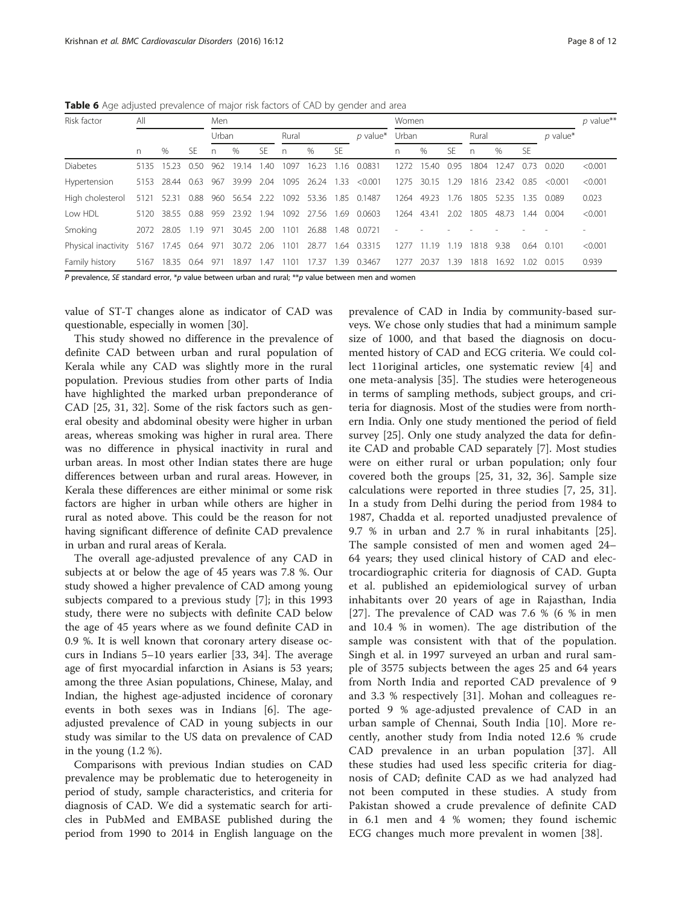**Table 6** Age adjusted prevalence of major risk factors of CAD by gender and area

| Risk factor | All | | | Men | | | | | | | Women | | | | | | | p value** |
|---|---|---|---|---|---|---|---|---|---|---|---|---|---|---|---|---|---|---|
| | | | | Urban | | | Rural | | | p value* | Urban | | | Rural | | | p value* | |
| | n | % | SE | n | % | SE | n | % | SE | | n | % | SE | n | % | SE | | |
| Diabetes | 5135 | 15.23 | 0.50 | 962 | 19.14 | 1.40 | 1097 | 16.23 | 1.16 | 0.0831 | 1272 | 15.40 | 0.95 | 1804 | 12.47 | 0.73 | 0.020 | <0.001 |
| Hypertension | 5153 | 28.44 | 0.63 | 967 | 39.99 | 2.04 | 1095 | 26.24 | 1.33 | <0.001 | 1275 | 30.15 | 1.29 | 1816 | 23.42 | 0.85 | <0.001 | <0.001 |
| High cholesterol | 5121 | 52.31 | 0.88 | 960 | 56.54 | 2.22 | 1092 | 53.36 | 1.85 | 0.1487 | 1264 | 49.23 | 1.76 | 1805 | 52.35 | 1.35 | 0.089 | 0.023 |
| Low HDL | 5120 | 38.55 | 0.88 | 959 | 23.92 | 1.94 | 1092 | 27.56 | 1.69 | 0.0603 | 1264 | 43.41 | 2.02 | 1805 | 48.73 | 1.44 | 0.004 | <0.001 |
| Smoking | 2072 | 28.05 | 1.19 | 971 | 30.45 | 2.00 | 1101 | 26.88 | 1.48 | 0.0721 | - | - | - | - | - | - | - | - |
| Physical inactivity | 5167 | 17.45 | 0.64 | 971 | 30.72 | 2.06 | 1101 | 28.77 | 1.64 | 0.3315 | 1277 | 11.19 | 1.19 | 1818 | 9.38 | 0.64 | 0.101 | <0.001 |
| Family history | 5167 | 18.35 | 0.64 | 971 | 18.97 | 1.47 | 1101 | 17.37 | 1.39 | 0.3467 | 1277 | 20.37 | 1.39 | 1818 | 16.92 | 1.02 | 0.015 | 0.939 |

*P* prevalence, *SE* standard error, *p value between urban and rural; **p value between men and women

value of ST-T changes alone as indicator of CAD was questionable, especially in women [30].

This study showed no difference in the prevalence of definite CAD between urban and rural population of Kerala while any CAD was slightly more in the rural population. Previous studies from other parts of India have highlighted the marked urban preponderance of CAD [25, 31, 32]. Some of the risk factors such as general obesity and abdominal obesity were higher in urban areas, whereas smoking was higher in rural area. There was no difference in physical inactivity in rural and urban areas. In most other Indian states there are huge differences between urban and rural areas. However, in Kerala these differences are either minimal or some risk factors are higher in urban while others are higher in rural as noted above. This could be the reason for not having significant difference of definite CAD prevalence in urban and rural areas of Kerala.

The overall age-adjusted prevalence of any CAD in subjects at or below the age of 45 years was 7.8 %. Our study showed a higher prevalence of CAD among young subjects compared to a previous study [7]; in this 1993 study, there were no subjects with definite CAD below the age of 45 years where as we found definite CAD in 0.9 %. It is well known that coronary artery disease occurs in Indians 5–10 years earlier [33, 34]. The average age of first myocardial infarction in Asians is 53 years; among the three Asian populations, Chinese, Malay, and Indian, the highest age-adjusted incidence of coronary events in both sexes was in Indians [6]. The age-adjusted prevalence of CAD in young subjects in our study was similar to the US data on prevalence of CAD in the young (1.2 %).

Comparisons with previous Indian studies on CAD prevalence may be problematic due to heterogeneity in period of study, sample characteristics, and criteria for diagnosis of CAD. We did a systematic search for articles in PubMed and EMBASE published during the period from 1990 to 2014 in English language on the prevalence of CAD in India by community-based surveys. We chose only studies that had a minimum sample size of 1000, and that based the diagnosis on documented history of CAD and ECG criteria. We could collect 11original articles, one systematic review [4] and one meta-analysis [35]. The studies were heterogeneous in terms of sampling methods, subject groups, and criteria for diagnosis. Most of the studies were from northern India. Only one study mentioned the period of field survey [25]. Only one study analyzed the data for definite CAD and probable CAD separately [7]. Most studies were on either rural or urban population; only four covered both the groups [25, 31, 32, 36]. Sample size calculations were reported in three studies [7, 25, 31]. In a study from Delhi during the period from 1984 to 1987, Chadda et al. reported unadjusted prevalence of 9.7 % in urban and 2.7 % in rural inhabitants [25]. The sample consisted of men and women aged 24–64 years; they used clinical history of CAD and electrocardiographic criteria for diagnosis of CAD. Gupta et al. published an epidemiological survey of urban inhabitants over 20 years of age in Rajasthan, India [27]. The prevalence of CAD was 7.6 % (6 % in men and 10.4 % in women). The age distribution of the sample was consistent with that of the population. Singh et al. in 1997 surveyed an urban and rural sample of 3575 subjects between the ages 25 and 64 years from North India and reported CAD prevalence of 9 and 3.3 % respectively [31]. Mohan and colleagues reported 9 % age-adjusted prevalence of CAD in an urban sample of Chennai, South India [10]. More recently, another study from India noted 12.6 % crude CAD prevalence in an urban population [37]. All these studies had used less specific criteria for diagnosis of CAD; definite CAD as we had analyzed had not been computed in these studies. A study from Pakistan showed a crude prevalence of definite CAD in 6.1 men and 4 % women; they found ischemic ECG changes much more prevalent in women [38].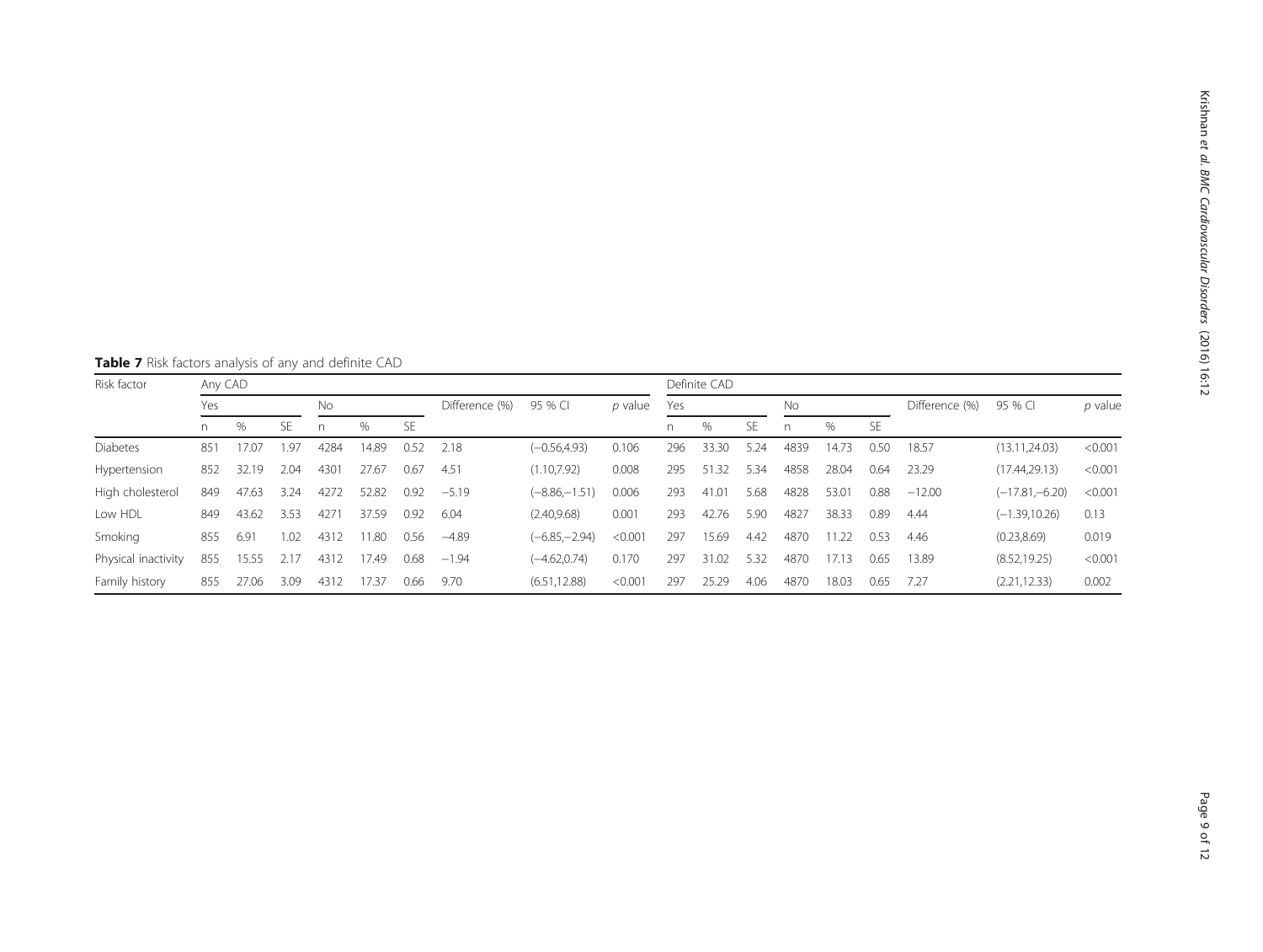**Table 7** Risk factors analysis of any and definite CAD

| Risk factor | Any CAD | | | | | | | | | Definite CAD | | | | | | | | |
|---|---|---|---|---|---|---|---|---|---|---|---|---|---|---|---|---|---|---|
| | Yes | | | No | | | Difference (%) | 95 % CI | *p* value | Yes | | | No | | | Difference (%) | 95 % CI | *p* value |
| | n | % | SE | n | % | SE | | | | n | % | SE | n | % | SE | | | |
| Diabetes | 851 | 17.07 | 1.97 | 4284 | 14.89 | 0.52 | 2.18 | (−0.56,4.93) | 0.106 | 296 | 33.30 | 5.24 | 4839 | 14.73 | 0.50 | 18.57 | (13.11,24.03) | <0.001 |
| Hypertension | 852 | 32.19 | 2.04 | 4301 | 27.67 | 0.67 | 4.51 | (1.10,7.92) | 0.008 | 295 | 51.32 | 5.34 | 4858 | 28.04 | 0.64 | 23.29 | (17.44,29.13) | <0.001 |
| High cholesterol | 849 | 47.63 | 3.24 | 4272 | 52.82 | 0.92 | −5.19 | (−8.86,−1.51) | 0.006 | 293 | 41.01 | 5.68 | 4828 | 53.01 | 0.88 | −12.00 | (−17.81,−6.20) | <0.001 |
| Low HDL | 849 | 43.62 | 3.53 | 4271 | 37.59 | 0.92 | 6.04 | (2.40,9.68) | 0.001 | 293 | 42.76 | 5.90 | 4827 | 38.33 | 0.89 | 4.44 | (−1.39,10.26) | 0.13 |
| Smoking | 855 | 6.91 | 1.02 | 4312 | 11.80 | 0.56 | −4.89 | (−6.85,−2.94) | <0.001 | 297 | 15.69 | 4.42 | 4870 | 11.22 | 0.53 | 4.46 | (0.23,8.69) | 0.019 |
| Physical inactivity | 855 | 15.55 | 2.17 | 4312 | 17.49 | 0.68 | −1.94 | (−4.62,0.74) | 0.170 | 297 | 31.02 | 5.32 | 4870 | 17.13 | 0.65 | 13.89 | (8.52,19.25) | <0.001 |
| Family history | 855 | 27.06 | 3.09 | 4312 | 17.37 | 0.66 | 9.70 | (6.51,12.88) | <0.001 | 297 | 25.29 | 4.06 | 4870 | 18.03 | 0.65 | 7.27 | (2.21,12.33) | 0.002 |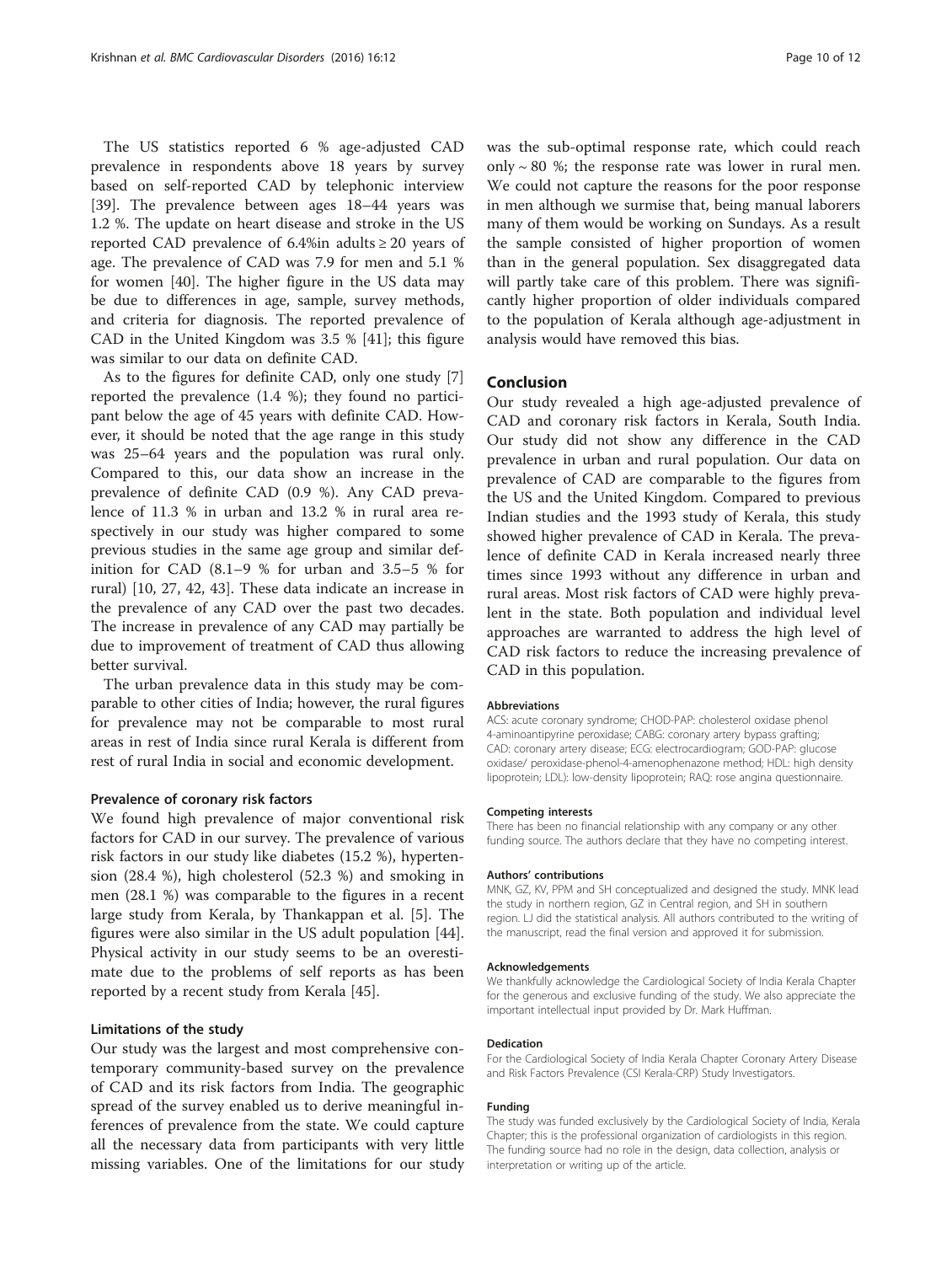The US statistics reported 6 % age-adjusted CAD prevalence in respondents above 18 years by survey based on self-reported CAD by telephonic interview [39]. The prevalence between ages 18–44 years was 1.2 %. The update on heart disease and stroke in the US reported CAD prevalence of 6.4%in adults ≥ 20 years of age. The prevalence of CAD was 7.9 for men and 5.1 % for women [40]. The higher figure in the US data may be due to differences in age, sample, survey methods, and criteria for diagnosis. The reported prevalence of CAD in the United Kingdom was 3.5 % [41]; this figure was similar to our data on definite CAD.

As to the figures for definite CAD, only one study [7] reported the prevalence (1.4 %); they found no participant below the age of 45 years with definite CAD. However, it should be noted that the age range in this study was 25–64 years and the population was rural only. Compared to this, our data show an increase in the prevalence of definite CAD (0.9 %). Any CAD prevalence of 11.3 % in urban and 13.2 % in rural area respectively in our study was higher compared to some previous studies in the same age group and similar definition for CAD (8.1–9 % for urban and 3.5–5 % for rural) [10, 27, 42, 43]. These data indicate an increase in the prevalence of any CAD over the past two decades. The increase in prevalence of any CAD may partially be due to improvement of treatment of CAD thus allowing better survival.

The urban prevalence data in this study may be comparable to other cities of India; however, the rural figures for prevalence may not be comparable to most rural areas in rest of India since rural Kerala is different from rest of rural India in social and economic development.

### Prevalence of coronary risk factors

We found high prevalence of major conventional risk factors for CAD in our survey. The prevalence of various risk factors in our study like diabetes (15.2 %), hypertension (28.4 %), high cholesterol (52.3 %) and smoking in men (28.1 %) was comparable to the figures in a recent large study from Kerala, by Thankappan et al. [5]. The figures were also similar in the US adult population [44]. Physical activity in our study seems to be an overestimate due to the problems of self reports as has been reported by a recent study from Kerala [45].

### Limitations of the study

Our study was the largest and most comprehensive contemporary community-based survey on the prevalence of CAD and its risk factors from India. The geographic spread of the survey enabled us to derive meaningful inferences of prevalence from the state. We could capture all the necessary data from participants with very little missing variables. One of the limitations for our study was the sub-optimal response rate, which could reach only ~ 80 %; the response rate was lower in rural men. We could not capture the reasons for the poor response in men although we surmise that, being manual laborers many of them would be working on Sundays. As a result the sample consisted of higher proportion of women than in the general population. Sex disaggregated data will partly take care of this problem. There was significantly higher proportion of older individuals compared to the population of Kerala although age-adjustment in analysis would have removed this bias.

## Conclusion

Our study revealed a high age-adjusted prevalence of CAD and coronary risk factors in Kerala, South India. Our study did not show any difference in the CAD prevalence in urban and rural population. Our data on prevalence of CAD are comparable to the figures from the US and the United Kingdom. Compared to previous Indian studies and the 1993 study of Kerala, this study showed higher prevalence of CAD in Kerala. The prevalence of definite CAD in Kerala increased nearly three times since 1993 without any difference in urban and rural areas. Most risk factors of CAD were highly prevalent in the state. Both population and individual level approaches are warranted to address the high level of CAD risk factors to reduce the increasing prevalence of CAD in this population.

#### Abbreviations

ACS: acute coronary syndrome; CHOD-PAP: cholesterol oxidase phenol 4-aminoantipyrine peroxidase; CABG: coronary artery bypass grafting; CAD: coronary artery disease; ECG: electrocardiogram; GOD-PAP: glucose oxidase/ peroxidase-phenol-4-amenophenazone method; HDL: high density lipoprotein; LDL): low-density lipoprotein; RAQ: rose angina questionnaire.

#### Competing interests

There has been no financial relationship with any company or any other funding source. The authors declare that they have no competing interest.

#### Authors' contributions

MNK, GZ, KV, PPM and SH conceptualized and designed the study. MNK lead the study in northern region, GZ in Central region, and SH in southern region. LJ did the statistical analysis. All authors contributed to the writing of the manuscript, read the final version and approved it for submission.

#### Acknowledgements

We thankfully acknowledge the Cardiological Society of India Kerala Chapter for the generous and exclusive funding of the study. We also appreciate the important intellectual input provided by Dr. Mark Huffman.

#### Dedication

For the Cardiological Society of India Kerala Chapter Coronary Artery Disease and Risk Factors Prevalence (CSI Kerala-CRP) Study Investigators.

#### Funding

The study was funded exclusively by the Cardiological Society of India, Kerala Chapter; this is the professional organization of cardiologists in this region. The funding source had no role in the design, data collection, analysis or interpretation or writing up of the article.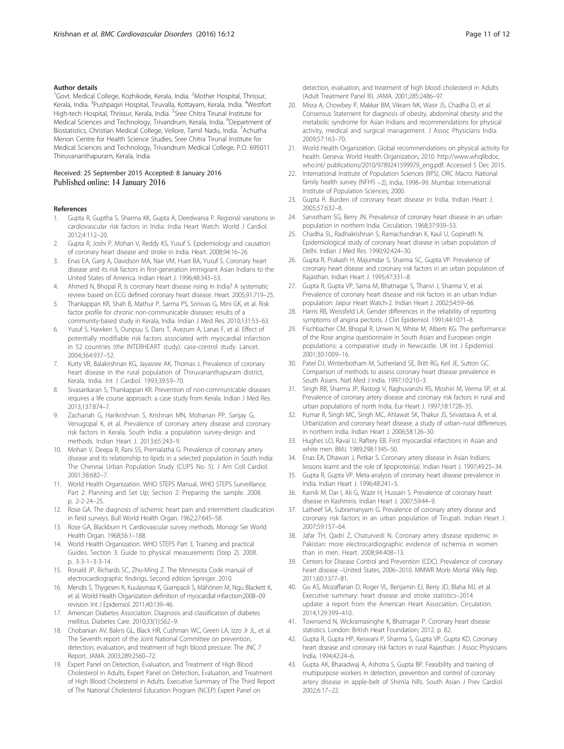#### Author details

[1]Govt. Medical College, Kozhikode, Kerala, India. [2]Mother Hospital, Thrissur, Kerala, India. [3]Pushpagiri Hospital, Tiruvalla, Kottayam, Kerala, India. [4]Westfort High-tech Hospital, Thrissur, Kerala, India. [5]Sree Chitra Tirunal Institute for Medical Sciences and Technology, Trivandrum, Kerala, India. [6]Department of Biostatistics, Christian Medical College, Vellore, Tamil Nadu, India. [7]Achutha Menon Centre for Health Science Studies, Sree Chitra Tirunal Institute for Medical Sciences and Technology, Trivandrum Medical College, P.O. 695011 Thiruvananthapuram, Kerala, India.

Received: 25 September 2015 Accepted: 8 January 2016
Published online: 14 January 2016

#### References

1. Gupta R, Guptha S, Sharma KK, Gupta A, Deedwania P. Regional variations in cardiovascular risk factors in India: India Heart Watch. World J Cardiol. 2012;4:112–20.
2. Gupta R, Joshi P, Mohan V, Reddy KS, Yusuf S. Epidemiology and causation of coronary heart disease and stroke in India. Heart. 2008;94:16–26.
3. Enas EA, Garg A, Davidson MA, Nair VM, Huet BA, Yusuf S. Coronary heart disease and its risk factors in first-generation immigrant Asian Indians to the United States of America. Indian Heart J. 1996;48:343–53.
4. Ahmed N, Bhopal R. Is coronary heart disease rising in India? A systematic review based on ECG defined coronary heart disease. Heart. 2005;91:719–25.
5. Thankappan KR, Shah B, Mathur P, Sarma PS, Srinivas G, Mini GK, et al. Risk factor profile for chronic non-communicable diseases: results of a community-based study in Kerala, India. Indian J Med Res. 2010;131:53–63.
6. Yusuf S, Hawken S, Ounpuu S, Dans T, Avezum A, Lanas F, et al. Effect of potentially modifiable risk factors associated with myocardial infarction in 52 countries (the INTERHEART study): case-control study. Lancet. 2004;364:937–52.
7. Kutty VR, Balakrishnan KG, Jayasree AK, Thomas J. Prevalence of coronary heart disease in the rural population of Thiruvananthapuram district, Kerala, India. Int J Cardiol. 1993;39:59–70.
8. Sivasankaran S, Thankappan KR. Prevention of non-communicable diseases requires a life course approach: a case study from Kerala. Indian J Med Res. 2013;137:874–7.
9. Zachariah G, Harikrishnan S, Krishnan MN, Mohanan PP, Sanjay G, Venugopal K, et al. Prevalence of coronary artery disease and coronary risk factors in Kerala, South India: a population survey-design and methods. Indian Heart J. 2013;65:243–9.
10. Mohan V, Deepa R, Rani SS, Premalatha G. Prevalence of coronary artery disease and its relationship to lipids in a selected population in South India: The Chennai Urban Population Study (CUPS No. 5). J Am Coll Cardiol. 2001;38:682–7.
11. World Health Organization. WHO STEPS Manual, WHO STEPS Surveillance, Part 2: Planning and Set Up; Section 2: Preparing the sample. 2008. p. 2-2-24–25.
12. Rose GA. The diagnosis of ischemic heart pain and intermittent claudication in field surveys. Bull World Health Organ. 1962;27:645–58.
13. Rose GA, Blackburn H. Cardiovascular survey methods. Monogr Ser World Health Organ. 1968;56:1–188.
14. World Health Organization. WHO STEPS Part 3, Training and practical Guides. Section 3: Guide to physical measurements (Step 2). 2008. p. 3-3-1–3-3-14.
15. Ronald JP, Richards SC, Zhu-Ming Z. The Minnesota Code manual of electrocardiographic findings. Second edition Springer. 2010.
16. Mendis S, Thygesen K, Kuulasmaa K, Giampaoli S, Mähönen M, Ngu Blackett K, et al. World Health Organization definition of myocardial infarction:2008–09 revision. Int J Epidemiol. 2011;40:139–46.
17. American Diabetes Association. Diagnosis and classification of diabetes mellitus. Diabetes Care. 2010;33(1):S62–9.
18. Chobanian AV, Bakris GL, Black HR, Cushman WC, Green LA, Izzo Jr JL, et al. The Seventh report of the Joint National Committee on prevention, detection, evaluation, and treatment of high blood pressure: The JNC 7 Report. JAMA. 2003;289:2560–72.
19. Expert Panel on Detection, Evaluation, and Treatment of High Blood Cholesterol in Adults, Expert Panel on Detection, Evaluation, and Treatment of High Blood Cholesterol in Adults. Executive Summary of The Third Report of The National Cholesterol Education Program (NCEP) Expert Panel on detection, evaluation, and treatment of high blood cholesterol in Adults (Adult Treatment Panel III). JAMA. 2001;285:2486–97.
20. Misra A, Chowbey P, Makkar BM, Vikram NK, Wasir JS, Chadha D, et al. Consensus Statement for diagnosis of obesity, abdominal obesity and the metabolic syndrome for Asian Indians and recommendations for physical activity, medical and surgical management. J Assoc Physicians India. 2009;57:163–70.
21. World Health Organization. Global recommendations on physical activity for health. Geneva: World Health Organization; 2010. http://www.whqlibdoc.who.int/ publications/2010/9789241599979_eng.pdf. Accessed 5 Dec 2015.
22. International Institute of Population Sciences (IIPS), ORC Macro. National family health survey (NFHS −2), India, 1998–99. Mumbai: International Institute of Population Sciences; 2000.
23. Gupta R. Burden of coronary heart disease in India. Indian Heart J. 2005;57:632–8.
24. Sarvotham SG, Berry JN. Prevalence of coronary heart disease in an urban population in northern India. Circulation. 1968;37:939–53.
25. Chadha SL, Radhakrishnan S, Ramachandran K, Kaul U, Gopinath N. Epidemiological study of coronary heart disease in urban population of Delhi. Indian J Med Res. 1990;92:424–30.
26. Gupta R, Prakash H, Majumdar S, Sharma SC, Gupta VP. Prevalence of coronary heart disease and coronary risk factors in an urban population of Rajasthan. Indian Heart J. 1995;47:331–8.
27. Gupta R, Gupta VP, Sarna M, Bhatnagar S, Thanvi J, Sharma V, et al. Prevalence of coronary heart disease and risk factors in an urban Indian population: Jaipur Heart Watch-2. Indian Heart J. 2002;54:59–66.
28. Harris RB, Weissfeld LA. Gender differences in the reliability of reporting symptoms of angina pectoris. J Clin Epidemiol. 1991;44:1071–8.
29. Fischbacher CM, Bhopal R, Unwin N, White M, Alberti KG. The performance of the Rose angina questionnaire in South Asian and European origin populations: a comparative study in Newcastle. UK Int J Epidemiol. 2001;30:1009–16.
30. Patel DJ, Winterbotham M, Sutherland SE, Britt RG, Keil JE, Sutton GC. Comparison of methods to assess coronary heart disease prevalence in South Asians. Natl Med J India. 1997;10:210–3.
31. Singh RB, Sharma JP, Rastogi V, Raghuvanshi RS, Moshiri M, Verma SP, et al. Prevalence of coronary artery disease and coronary risk factors in rural and urban populations of north India. Eur Heart J. 1997;18:1728–35.
32. Kumar R, Singh MC, Singh MC, Ahlawat SK, Thakur JS, Srivastava A, et al. Urbanization and coronary heart disease: a study of urban–rural differences in northern India. Indian Heart J. 2006;58:126–30.
33. Hughes LO, Raval U, Raftery EB. First myocardial infarctions in Asian and white men. BMJ. 1989;298:1345–50.
34. Enas EA, Dhawan J, Petkar S. Coronary artery disease in Asian Indians: lessons learnt and the role of lipoprotein(a). Indian Heart J. 1997;49:25–34.
35. Gupta R, Gupta VP. Meta-analysis of coronary heart disease prevalence in India. Indian Heart J. 1996;48:241–5.
36. Kamili M, Dar I, Ali G, Wazir H, Hussain S. Prevalence of coronary heart disease in Kashmiris. Indian Heart J. 2007;59:44–9.
37. Latheef SA, Subramanyam G. Prevalence of coronary artery disease and coronary risk factors in an urban population of Tirupati. Indian Heart J. 2007;59:157–64.
38. Jafar TH, Qadri Z, Chaturvedi N. Coronary artery disease epidemic in Pakistan: more electrocardiographic evidence of ischemia in women than in men. Heart. 2008;94:408–13.
39. Centers for Disease Control and Prevention (CDC). Prevalence of coronary heart disease –United States, 2006–2010. MMWR Morb Mortal Wkly Rep. 2011;60:1377–81.
40. Go AS, Mozaffarian D, Roger VL, Benjamin EJ, Berry JD, Blaha MJ, et al. Executive summary: heart disease and stroke statistics–2014 update: a report from the American Heart Association. Circulation. 2014;129:399–410.
41. Townsend N, Wickramasinghe K, Bhatnagar P. Coronary heart disease statistics. London: British Heart Foundation; 2012. p. 82.
42. Gupta R, Gupta HP, Keswani P, Sharma S, Gupta VP, Gupta KD. Coronary heart disease and coronary risk factors in rural Rajasthan. J Assoc Physicians India. 1994;42:24–6.
43. Gupta AK, Bharadwaj A, Ashotra S, Gupta BP. Feasibility and training of multipurpose workers in detection, prevention and control of coronary artery disease in apple-belt of Shimla hills. South Asian J Prev Cardiol. 2002;6:17–22.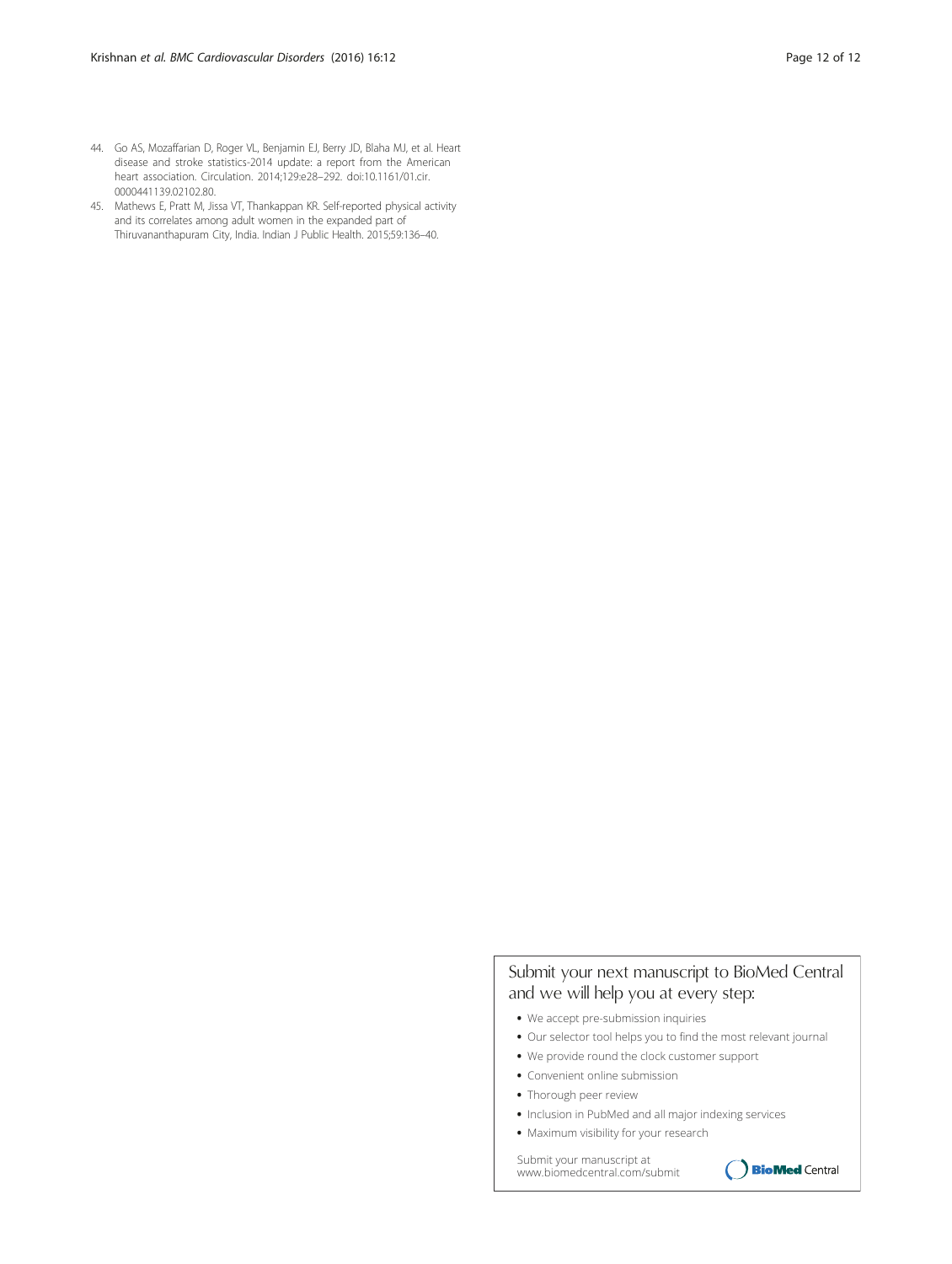44. Go AS, Mozaffarian D, Roger VL, Benjamin EJ, Berry JD, Blaha MJ, et al. Heart disease and stroke statistics-2014 update: a report from the American heart association. Circulation. 2014;129:e28–292. doi:10.1161/01.cir.0000441139.02102.80.
45. Mathews E, Pratt M, Jissa VT, Thankappan KR. Self-reported physical activity and its correlates among adult women in the expanded part of Thiruvananthapuram City, India. Indian J Public Health. 2015;59:136–40.

Submit your next manuscript to BioMed Central and we will help you at every step:

- We accept pre-submission inquiries
- Our selector tool helps you to find the most relevant journal
- We provide round the clock customer support
- Convenient online submission
- Thorough peer review
- Inclusion in PubMed and all major indexing services
- Maximum visibility for your research

Submit your manuscript at www.biomedcentral.com/submit

BioMed Central